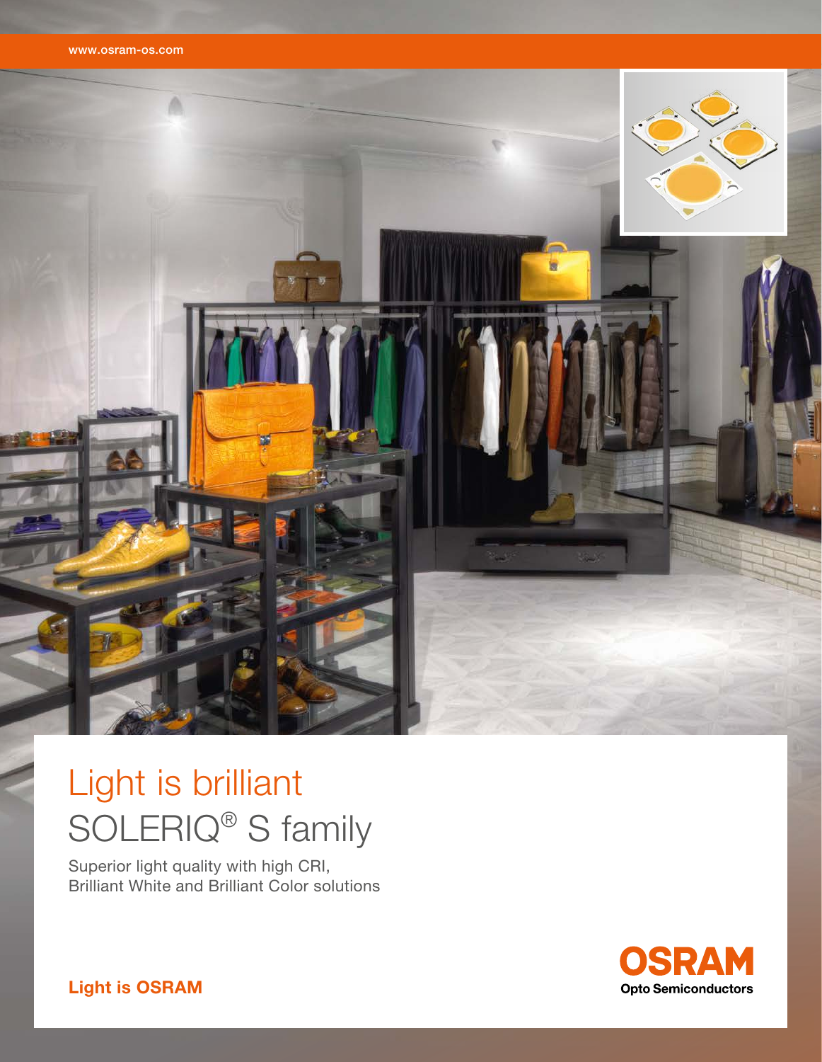www.osram-os.com

# Light is brilliant

## SOLERIQ® S family

Superior light quality with high CRI, Brilliant White and Brilliant Color solutions

**Light is OSRAM**

**OSRAM**
**Opto Semiconductors**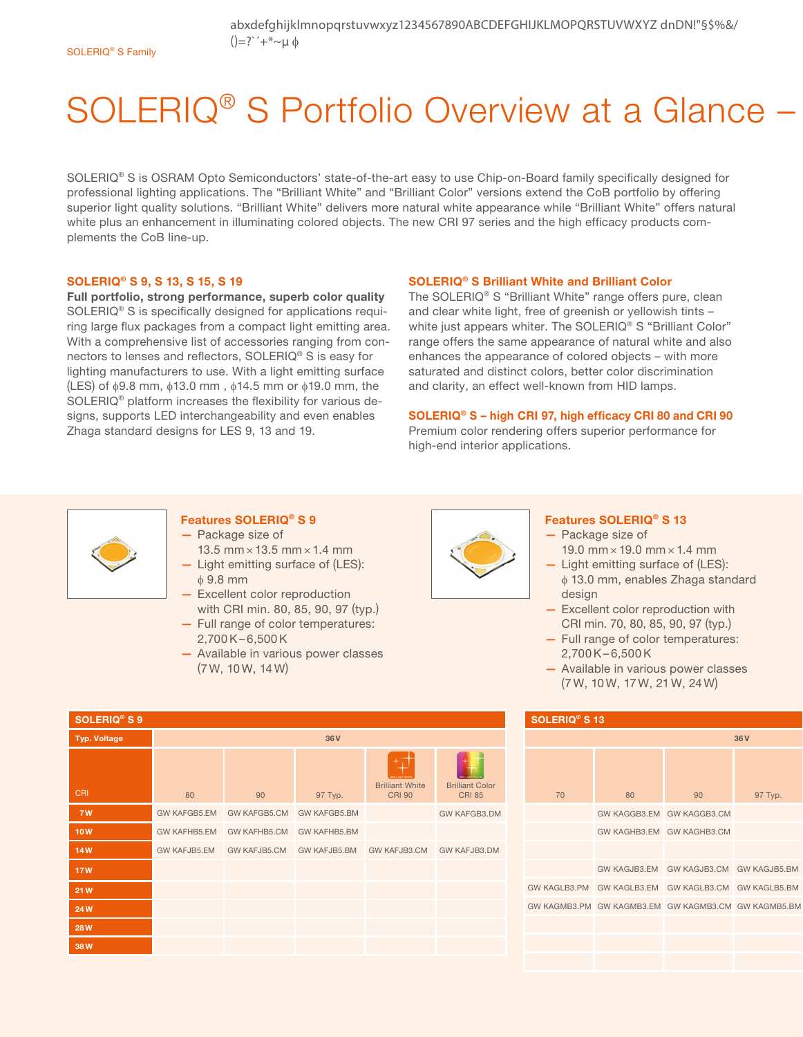abxdefghijklmnopqrstuvwxyz1234567890ABCDEFGHIJKLMOPQRSTUVWXYZ dnDN!"§$%&/()=?`´+*~µ ϕ

# SOLERIQ® S Portfolio Overview at a Glance –

SOLERIQ® S is OSRAM Opto Semiconductors' state-of-the-art easy to use Chip-on-Board family specifically designed for professional lighting applications. The "Brilliant White" and "Brilliant Color" versions extend the CoB portfolio by offering superior light quality solutions. "Brilliant White" delivers more natural white appearance while "Brilliant White" offers natural white plus an enhancement in illuminating colored objects. The new CRI 97 series and the high efficacy products complements the CoB line-up.

### SOLERIQ® S 9, S 13, S 15, S 19

**Full portfolio, strong performance, superb color quality**
SOLERIQ® S is specifically designed for applications requiring large flux packages from a compact light emitting area. With a comprehensive list of accessories ranging from connectors to lenses and reflectors, SOLERIQ® S is easy for lighting manufacturers to use. With a light emitting surface (LES) of ϕ9.8 mm, ϕ13.0 mm , ϕ14.5 mm or ϕ19.0 mm, the SOLERIQ® platform increases the flexibility for various designs, supports LED interchangeability and even enables Zhaga standard designs for LES 9, 13 and 19.

### SOLERIQ® S Brilliant White and Brilliant Color

The SOLERIQ® S "Brilliant White" range offers pure, clean and clear white light, free of greenish or yellowish tints – white just appears whiter. The SOLERIQ® S "Brilliant Color" range offers the same appearance of natural white and also enhances the appearance of colored objects – with more saturated and distinct colors, better color discrimination and clarity, an effect well-known from HID lamps.

### SOLERIQ® S – high CRI 97, high efficacy CRI 80 and CRI 90

Premium color rendering offers superior performance for high-end interior applications.

### Features SOLERIQ® S 9

- Package size of 13.5 mm × 13.5 mm × 1.4 mm
- Light emitting surface of (LES): ϕ 9.8 mm
- Excellent color reproduction with CRI min. 80, 85, 90, 97 (typ.)
- Full range of color temperatures: 2,700 K – 6,500 K
- Available in various power classes (7 W, 10 W, 14 W)

### Features SOLERIQ® S 13

- Package size of 19.0 mm × 19.0 mm × 1.4 mm
- Light emitting surface of (LES): ϕ 13.0 mm, enables Zhaga standard design
- Excellent color reproduction with CRI min. 70, 80, 85, 90, 97 (typ.)
- Full range of color temperatures: 2,700 K – 6,500 K
- Available in various power classes (7 W, 10 W, 17 W, 21 W, 24 W)

| SOLERIQ® S 9 | | | | | |
|---|---|---|---|---|---|
| Typ. Voltage | 36 V | | | | |
| CRI | 80 | 90 | 97 Typ. | Brilliant White CRI 90 | Brilliant Color CRI 85 |
| 7 W | GW KAFGB5.EM | GW KAFGB5.CM | GW KAFGB5.BM | | GW KAFGB3.DM |
| 10 W | GW KAFHB5.EM | GW KAFHB5.CM | GW KAFHB5.BM | | |
| 14 W | GW KAFJB5.EM | GW KAFJB5.CM | GW KAFJB5.BM | GW KAFJB3.CM | GW KAFJB3.DM |
| 17 W | | | | | |
| 21 W | | | | | |
| 24 W | | | | | |
| 28 W | | | | | |
| 38 W | | | | | |

| SOLERIQ® S 13 | | | | |
|---|---|---|---|---|
| Typ. Voltage | 36 V | | | |
| CRI | 70 | 80 | 90 | 97 Typ. |
| 7 W | | GW KAGGB3.EM | GW KAGGB3.CM | |
| 10 W | | GW KAGHB3.EM | GW KAGHB3.CM | |
| 14 W | | | | |
| 17 W | | GW KAGJB3.EM | GW KAGJB3.CM | GW KAGJB5.BM |
| 21 W | GW KAGLB3.PM | GW KAGLB3.EM | GW KAGLB3.CM | GW KAGLB5.BM |
| 24 W | GW KAGMB3.PM | GW KAGMB3.EM | GW KAGMB3.CM | GW KAGMB5.BM |
| 28 W | | | | |
| 38 W | | | | |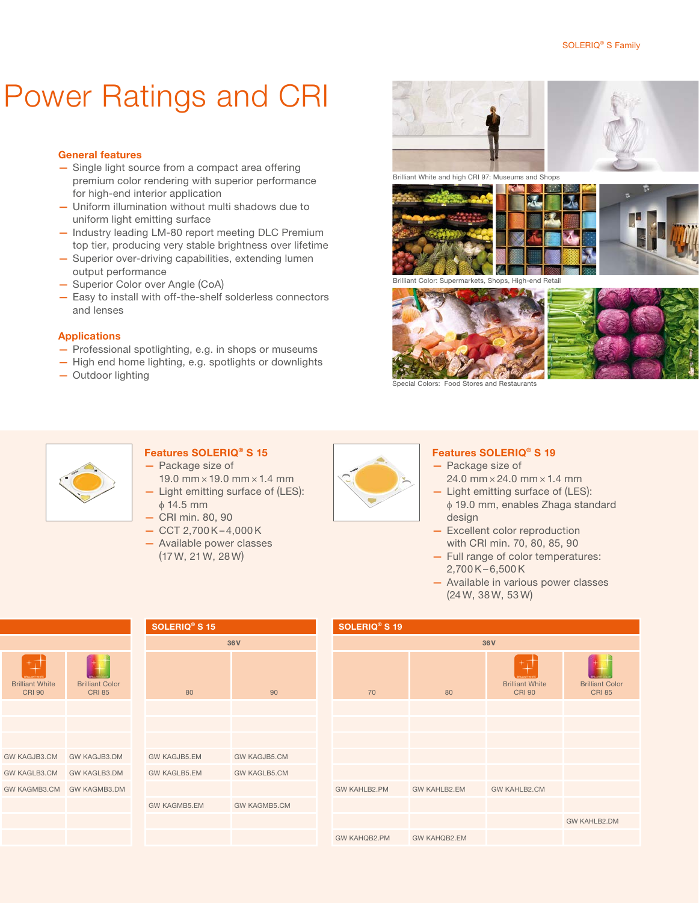# Power Ratings and CRI

### General features

- Single light source from a compact area offering premium color rendering with superior performance for high-end interior application
- Uniform illumination without multi shadows due to uniform light emitting surface
- Industry leading LM-80 report meeting DLC Premium top tier, producing very stable brightness over lifetime
- Superior over-driving capabilities, extending lumen output performance
- Superior Color over Angle (CoA)
- Easy to install with off-the-shelf solderless connectors and lenses

### Applications

- Professional spotlighting, e.g. in shops or museums
- High end home lighting, e.g. spotlights or downlights
- Outdoor lighting

Brilliant White and high CRI 97: Museums and Shops

Brilliant Color: Supermarkets, Shops, High-end Retail

Special Colors: Food Stores and Restaurants

### Features SOLERIQ® S 15

- Package size of 19.0 mm × 19.0 mm × 1.4 mm
- Light emitting surface of (LES): ϕ 14.5 mm
- CRI min. 80, 90
- CCT 2,700 K – 4,000 K
- Available power classes (17 W, 21 W, 28 W)

### Features SOLERIQ® S 19

- Package size of 24.0 mm × 24.0 mm × 1.4 mm
- Light emitting surface of (LES): ϕ 19.0 mm, enables Zhaga standard design
- Excellent color reproduction with CRI min. 70, 80, 85, 90
- Full range of color temperatures: 2,700 K – 6,500 K
- Available in various power classes (24 W, 38 W, 53 W)

| Brilliant White CRI 90 | Brilliant Color CRI 85 |
|---|---|
| | |
| | |
| | |
| GW KAGJB3.CM | GW KAGJB3.DM |
| GW KAGLB3.CM | GW KAGLB3.DM |
| GW KAGMB3.CM | GW KAGMB3.DM |
| | |
| | |
| | |

| SOLERIQ® S 15 | |
|---|---|
| 36 V | |
| 80 | 90 |
| | |
| | |
| | |
| GW KAGJB5.EM | GW KAGJB5.CM |
| GW KAGLB5.EM | GW KAGLB5.CM |
| | |
| GW KAGMB5.EM | GW KAGMB5.CM |
| | |
| | |

| SOLERIQ® S 19 | | | |
|---|---|---|---|
| 36 V | | | |
| 70 | 80 | Brilliant White CRI 90 | Brilliant Color CRI 85 |
| | | | |
| | | | |
| | | | |
| | | | |
| | | | |
| GW KAHLB2.PM | GW KAHLB2.EM | GW KAHLB2.CM | |
| | | | |
| | | | GW KAHLB2.DM |
| GW KAHQB2.PM | GW KAHQB2.EM | | |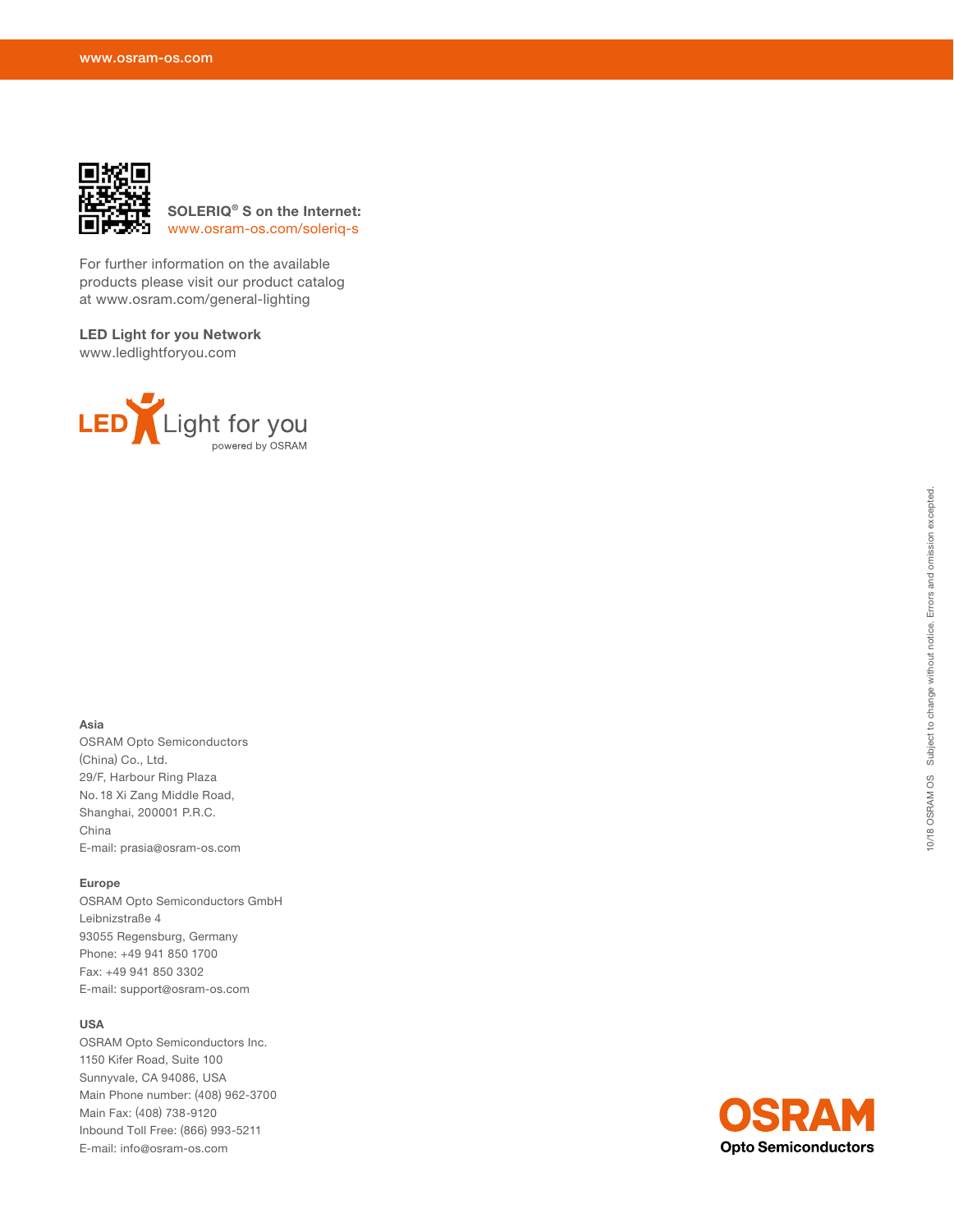www.osram-os.com

**SOLERIQ® S on the Internet:**
www.osram-os.com/soleriq-s

For further information on the available products please visit our product catalog at www.osram.com/general-lighting

**LED Light for you Network**
www.ledlightforyou.com

LED Light for you
powered by OSRAM

10/18 OSRAM OS   Subject to change without notice. Errors and omission excepted.

**Asia**
OSRAM Opto Semiconductors (China) Co., Ltd.
29/F, Harbour Ring Plaza
No. 18 Xi Zang Middle Road,
Shanghai, 200001 P.R.C.
China
E-mail: prasia@osram-os.com

**Europe**
OSRAM Opto Semiconductors GmbH
Leibnizstraße 4
93055 Regensburg, Germany
Phone: +49 941 850 1700
Fax: +49 941 850 3302
E-mail: support@osram-os.com

**USA**
OSRAM Opto Semiconductors Inc.
1150 Kifer Road, Suite 100
Sunnyvale, CA 94086, USA
Main Phone number: (408) 962-3700
Main Fax: (408) 738-9120
Inbound Toll Free: (866) 993-5211
E-mail: info@osram-os.com

**OSRAM**
**Opto Semiconductors**